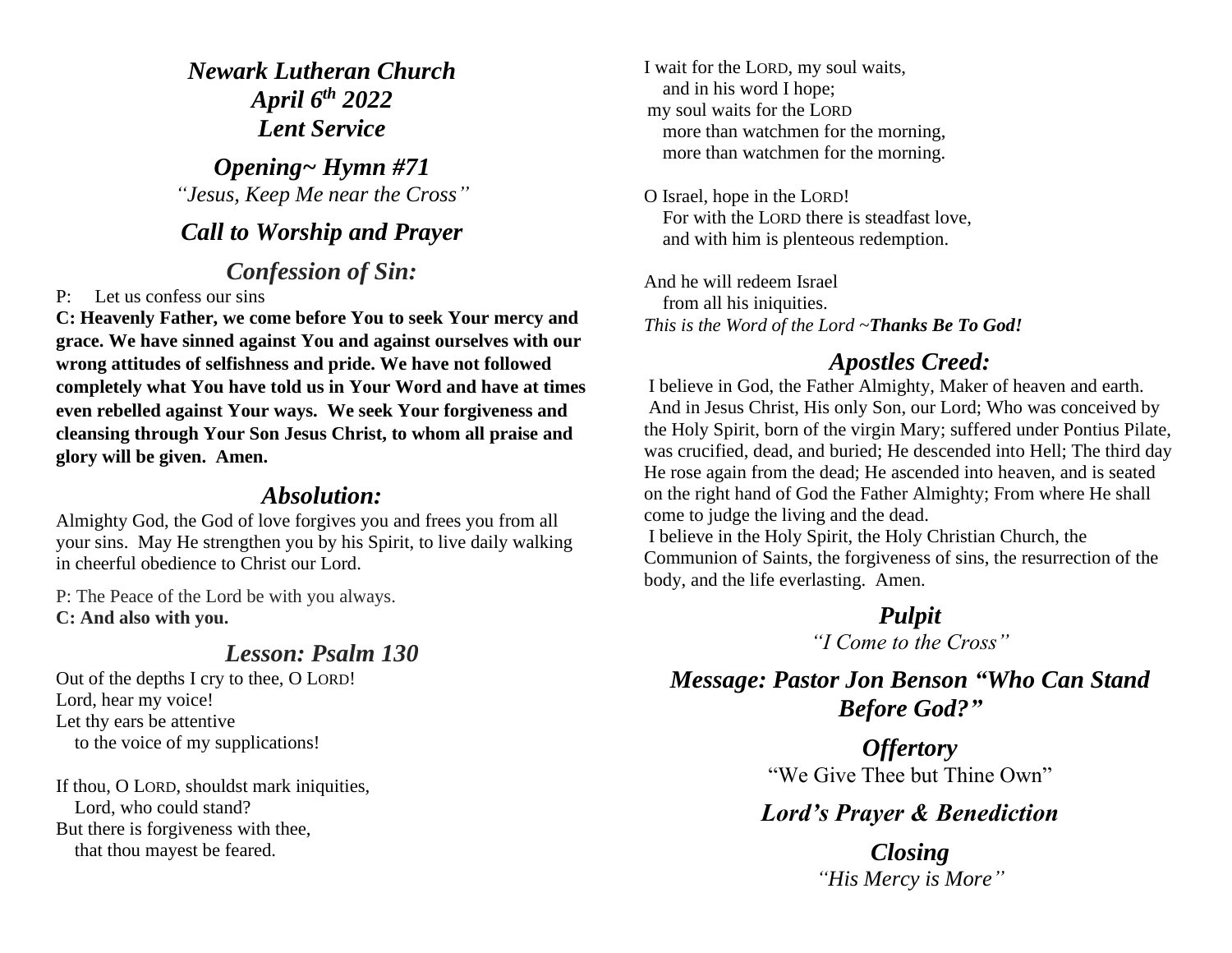# *Newark Lutheran Church*
# *April 6th 2022*
# *Lent Service*

## *Opening~ Hymn #71*

*"Jesus, Keep Me near the Cross"*

## *Call to Worship and Prayer*

## *Confession of Sin:*

P: Let us confess our sins

**C: Heavenly Father, we come before You to seek Your mercy and grace. We have sinned against You and against ourselves with our wrong attitudes of selfishness and pride. We have not followed completely what You have told us in Your Word and have at times even rebelled against Your ways. We seek Your forgiveness and cleansing through Your Son Jesus Christ, to whom all praise and glory will be given. Amen.**

## *Absolution:*

Almighty God, the God of love forgives you and frees you from all your sins. May He strengthen you by his Spirit, to live daily walking in cheerful obedience to Christ our Lord.

P: The Peace of the Lord be with you always.
**C: And also with you.**

## *Lesson: Psalm 130*

Out of the depths I cry to thee, O LORD!
Lord, hear my voice!
Let thy ears be attentive
to the voice of my supplications!

If thou, O LORD, shouldst mark iniquities,
Lord, who could stand?
But there is forgiveness with thee,
that thou mayest be feared.

I wait for the LORD, my soul waits,
and in his word I hope;
my soul waits for the LORD
more than watchmen for the morning,
more than watchmen for the morning.

O Israel, hope in the LORD!
For with the LORD there is steadfast love,
and with him is plenteous redemption.

And he will redeem Israel
from all his iniquities.
*This is the Word of the Lord ~**Thanks Be To God!***

## *Apostles Creed:*

I believe in God, the Father Almighty, Maker of heaven and earth. And in Jesus Christ, His only Son, our Lord; Who was conceived by the Holy Spirit, born of the virgin Mary; suffered under Pontius Pilate, was crucified, dead, and buried; He descended into Hell; The third day He rose again from the dead; He ascended into heaven, and is seated on the right hand of God the Father Almighty; From where He shall come to judge the living and the dead.
I believe in the Holy Spirit, the Holy Christian Church, the Communion of Saints, the forgiveness of sins, the resurrection of the body, and the life everlasting. Amen.

## *Pulpit*

*"I Come to the Cross"*

## *Message: Pastor Jon Benson "Who Can Stand Before God?"*

## *Offertory*

"We Give Thee but Thine Own"

## *Lord's Prayer & Benediction*

## *Closing*

*"His Mercy is More"*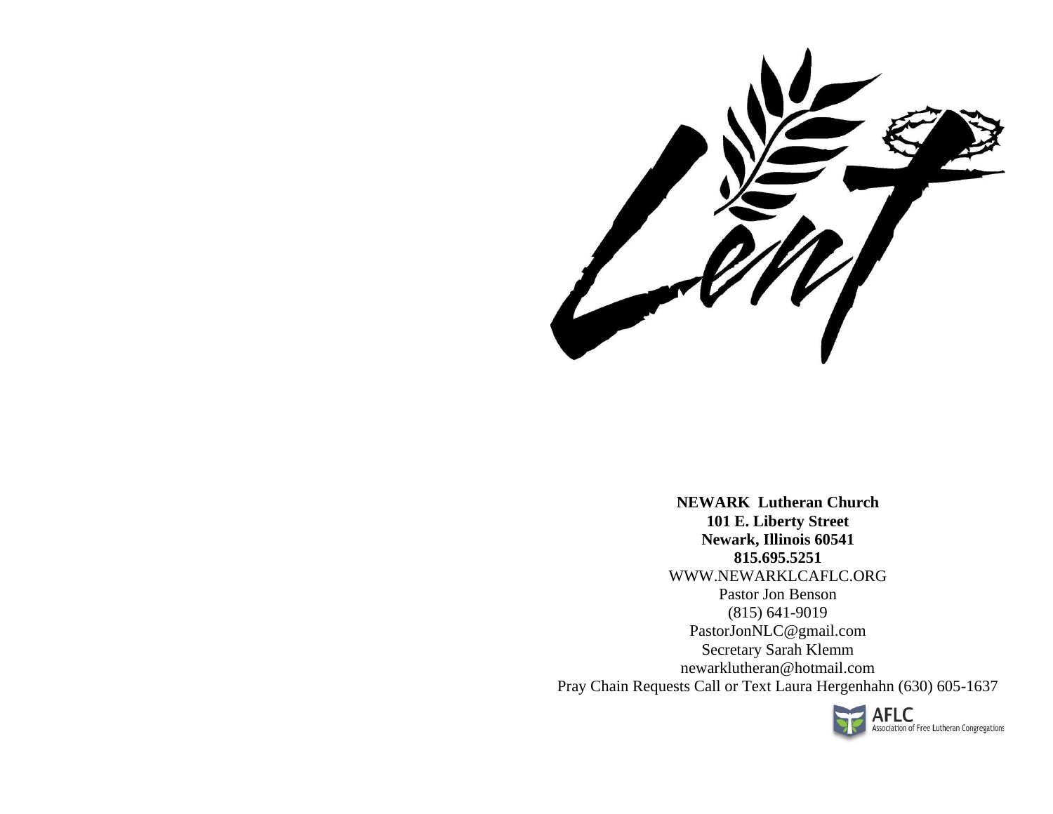**NEWARK Lutheran Church**
**101 E. Liberty Street**
**Newark, Illinois 60541**
**815.695.5251**
WWW.NEWARKLCAFLC.ORG
Pastor Jon Benson
(815) 641-9019
PastorJonNLC@gmail.com
Secretary Sarah Klemm
newarklutheran@hotmail.com
Pray Chain Requests Call or Text Laura Hergenhahn (630) 605-1637

AFLC
Association of Free Lutheran Congregations